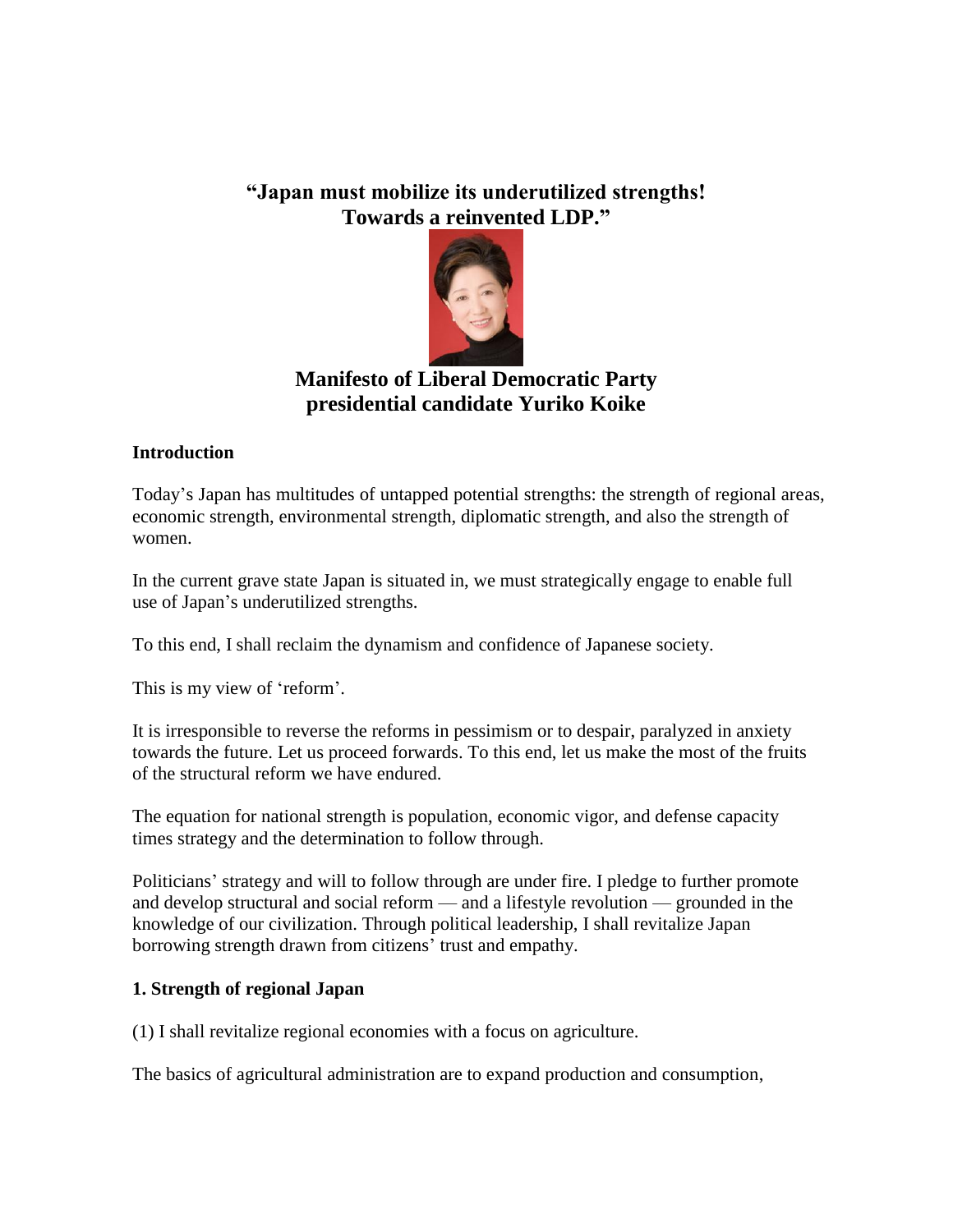# "Japan must mobilize its underutilized strengths! Towards a reinvented LDP."

## Manifesto of Liberal Democratic Party presidential candidate Yuriko Koike

### Introduction

Today's Japan has multitudes of untapped potential strengths: the strength of regional areas, economic strength, environmental strength, diplomatic strength, and also the strength of women.

In the current grave state Japan is situated in, we must strategically engage to enable full use of Japan's underutilized strengths.

To this end, I shall reclaim the dynamism and confidence of Japanese society.

This is my view of 'reform'.

It is irresponsible to reverse the reforms in pessimism or to despair, paralyzed in anxiety towards the future. Let us proceed forwards. To this end, let us make the most of the fruits of the structural reform we have endured.

The equation for national strength is population, economic vigor, and defense capacity times strategy and the determination to follow through.

Politicians' strategy and will to follow through are under fire. I pledge to further promote and develop structural and social reform — and a lifestyle revolution — grounded in the knowledge of our civilization. Through political leadership, I shall revitalize Japan borrowing strength drawn from citizens' trust and empathy.

### 1. Strength of regional Japan

(1) I shall revitalize regional economies with a focus on agriculture.

The basics of agricultural administration are to expand production and consumption,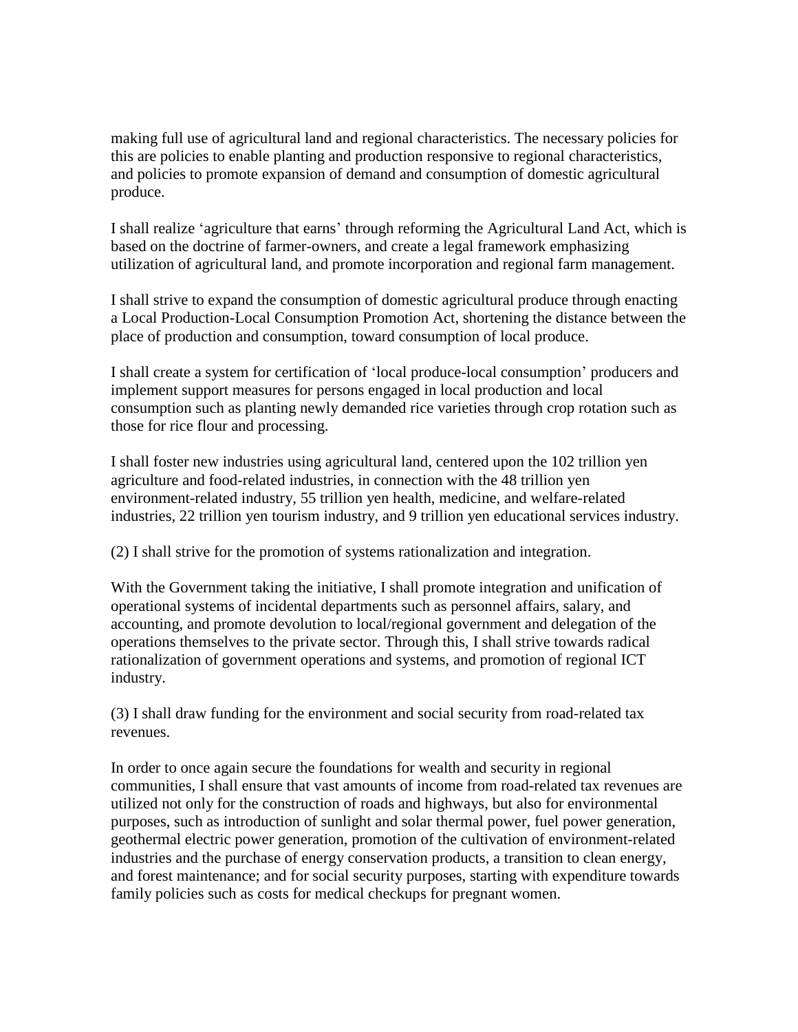making full use of agricultural land and regional characteristics. The necessary policies for this are policies to enable planting and production responsive to regional characteristics, and policies to promote expansion of demand and consumption of domestic agricultural produce.

I shall realize 'agriculture that earns' through reforming the Agricultural Land Act, which is based on the doctrine of farmer-owners, and create a legal framework emphasizing utilization of agricultural land, and promote incorporation and regional farm management.

I shall strive to expand the consumption of domestic agricultural produce through enacting a Local Production-Local Consumption Promotion Act, shortening the distance between the place of production and consumption, toward consumption of local produce.

I shall create a system for certification of 'local produce-local consumption' producers and implement support measures for persons engaged in local production and local consumption such as planting newly demanded rice varieties through crop rotation such as those for rice flour and processing.

I shall foster new industries using agricultural land, centered upon the 102 trillion yen agriculture and food-related industries, in connection with the 48 trillion yen environment-related industry, 55 trillion yen health, medicine, and welfare-related industries, 22 trillion yen tourism industry, and 9 trillion yen educational services industry.

(2) I shall strive for the promotion of systems rationalization and integration.

With the Government taking the initiative, I shall promote integration and unification of operational systems of incidental departments such as personnel affairs, salary, and accounting, and promote devolution to local/regional government and delegation of the operations themselves to the private sector. Through this, I shall strive towards radical rationalization of government operations and systems, and promotion of regional ICT industry.

(3) I shall draw funding for the environment and social security from road-related tax revenues.

In order to once again secure the foundations for wealth and security in regional communities, I shall ensure that vast amounts of income from road-related tax revenues are utilized not only for the construction of roads and highways, but also for environmental purposes, such as introduction of sunlight and solar thermal power, fuel power generation, geothermal electric power generation, promotion of the cultivation of environment-related industries and the purchase of energy conservation products, a transition to clean energy, and forest maintenance; and for social security purposes, starting with expenditure towards family policies such as costs for medical checkups for pregnant women.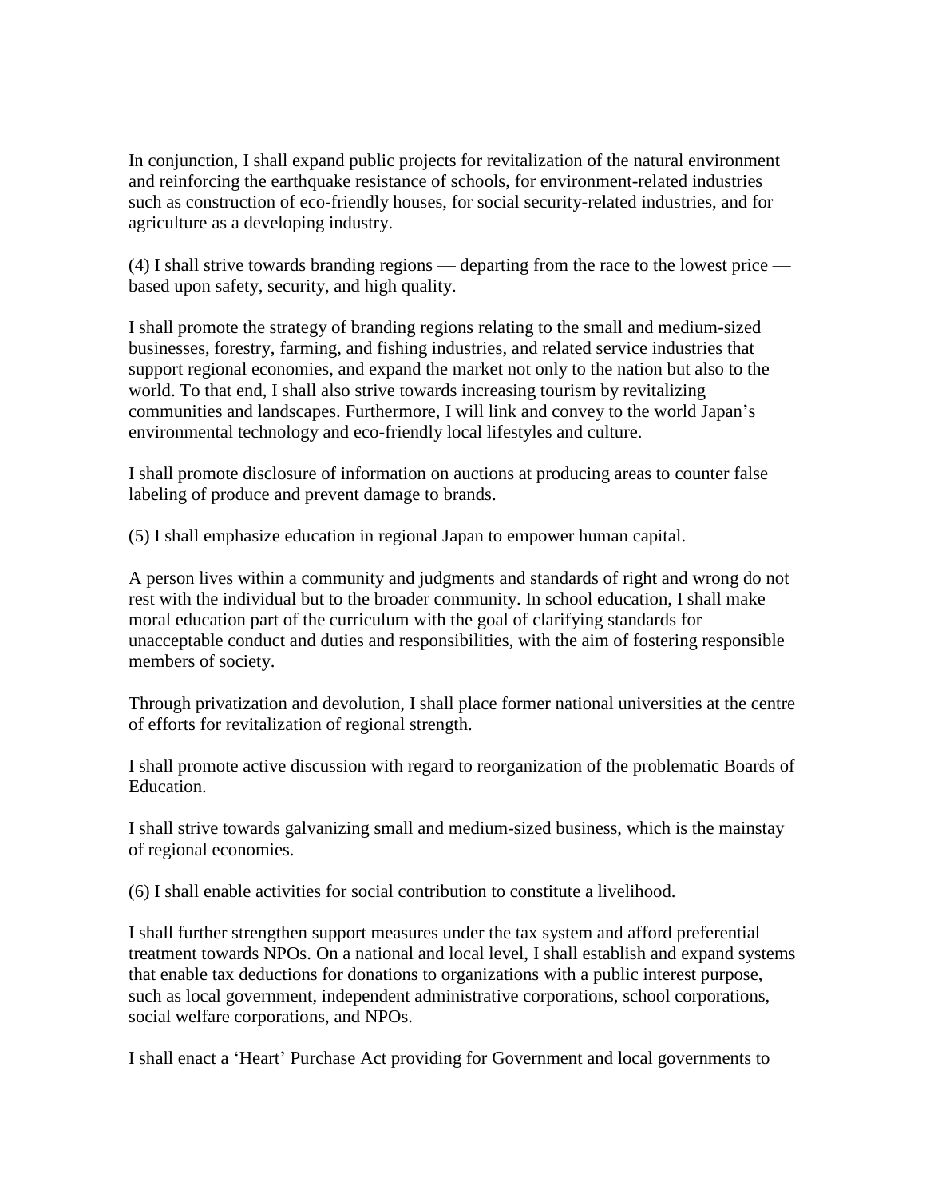In conjunction, I shall expand public projects for revitalization of the natural environment and reinforcing the earthquake resistance of schools, for environment-related industries such as construction of eco-friendly houses, for social security-related industries, and for agriculture as a developing industry.

(4) I shall strive towards branding regions — departing from the race to the lowest price — based upon safety, security, and high quality.

I shall promote the strategy of branding regions relating to the small and medium-sized businesses, forestry, farming, and fishing industries, and related service industries that support regional economies, and expand the market not only to the nation but also to the world. To that end, I shall also strive towards increasing tourism by revitalizing communities and landscapes. Furthermore, I will link and convey to the world Japan's environmental technology and eco-friendly local lifestyles and culture.

I shall promote disclosure of information on auctions at producing areas to counter false labeling of produce and prevent damage to brands.

(5) I shall emphasize education in regional Japan to empower human capital.

A person lives within a community and judgments and standards of right and wrong do not rest with the individual but to the broader community. In school education, I shall make moral education part of the curriculum with the goal of clarifying standards for unacceptable conduct and duties and responsibilities, with the aim of fostering responsible members of society.

Through privatization and devolution, I shall place former national universities at the centre of efforts for revitalization of regional strength.

I shall promote active discussion with regard to reorganization of the problematic Boards of Education.

I shall strive towards galvanizing small and medium-sized business, which is the mainstay of regional economies.

(6) I shall enable activities for social contribution to constitute a livelihood.

I shall further strengthen support measures under the tax system and afford preferential treatment towards NPOs. On a national and local level, I shall establish and expand systems that enable tax deductions for donations to organizations with a public interest purpose, such as local government, independent administrative corporations, school corporations, social welfare corporations, and NPOs.

I shall enact a 'Heart' Purchase Act providing for Government and local governments to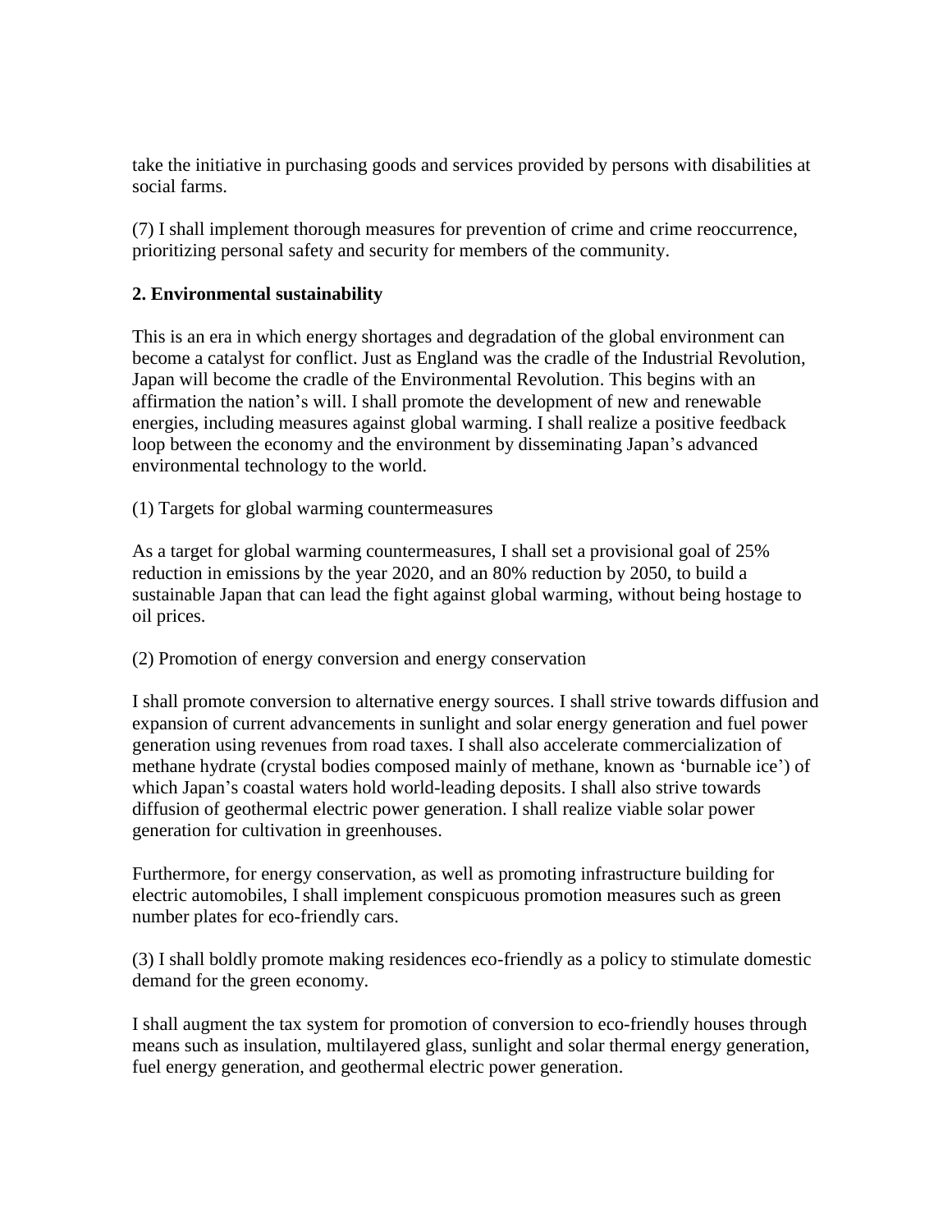take the initiative in purchasing goods and services provided by persons with disabilities at social farms.

(7) I shall implement thorough measures for prevention of crime and crime reoccurrence, prioritizing personal safety and security for members of the community.

**2. Environmental sustainability**

This is an era in which energy shortages and degradation of the global environment can become a catalyst for conflict. Just as England was the cradle of the Industrial Revolution, Japan will become the cradle of the Environmental Revolution. This begins with an affirmation the nation's will. I shall promote the development of new and renewable energies, including measures against global warming. I shall realize a positive feedback loop between the economy and the environment by disseminating Japan's advanced environmental technology to the world.

(1) Targets for global warming countermeasures

As a target for global warming countermeasures, I shall set a provisional goal of 25% reduction in emissions by the year 2020, and an 80% reduction by 2050, to build a sustainable Japan that can lead the fight against global warming, without being hostage to oil prices.

(2) Promotion of energy conversion and energy conservation

I shall promote conversion to alternative energy sources. I shall strive towards diffusion and expansion of current advancements in sunlight and solar energy generation and fuel power generation using revenues from road taxes. I shall also accelerate commercialization of methane hydrate (crystal bodies composed mainly of methane, known as 'burnable ice') of which Japan's coastal waters hold world-leading deposits. I shall also strive towards diffusion of geothermal electric power generation. I shall realize viable solar power generation for cultivation in greenhouses.

Furthermore, for energy conservation, as well as promoting infrastructure building for electric automobiles, I shall implement conspicuous promotion measures such as green number plates for eco-friendly cars.

(3) I shall boldly promote making residences eco-friendly as a policy to stimulate domestic demand for the green economy.

I shall augment the tax system for promotion of conversion to eco-friendly houses through means such as insulation, multilayered glass, sunlight and solar thermal energy generation, fuel energy generation, and geothermal electric power generation.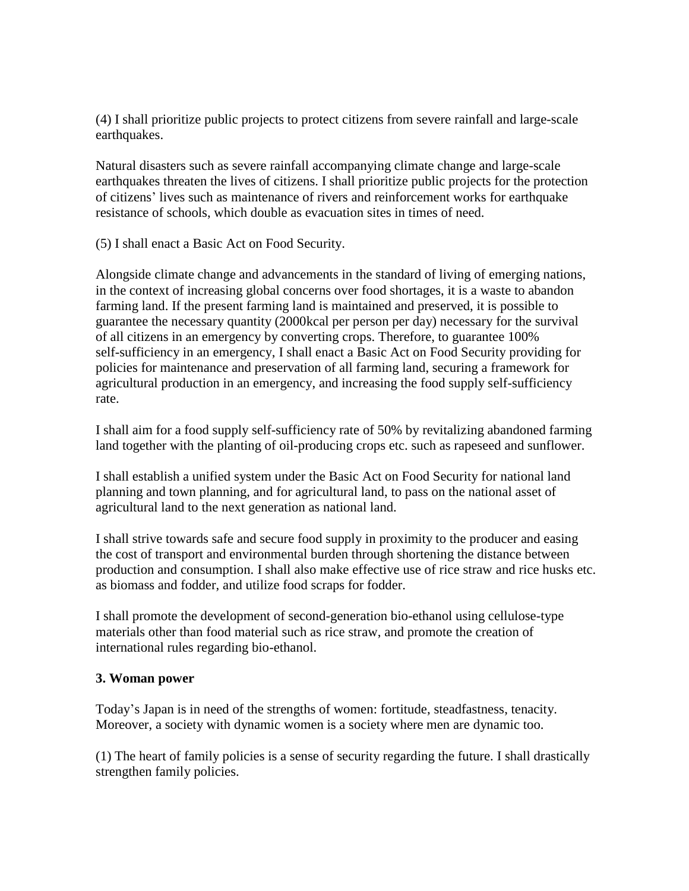(4) I shall prioritize public projects to protect citizens from severe rainfall and large-scale earthquakes.

Natural disasters such as severe rainfall accompanying climate change and large-scale earthquakes threaten the lives of citizens. I shall prioritize public projects for the protection of citizens' lives such as maintenance of rivers and reinforcement works for earthquake resistance of schools, which double as evacuation sites in times of need.

(5) I shall enact a Basic Act on Food Security.

Alongside climate change and advancements in the standard of living of emerging nations, in the context of increasing global concerns over food shortages, it is a waste to abandon farming land. If the present farming land is maintained and preserved, it is possible to guarantee the necessary quantity (2000kcal per person per day) necessary for the survival of all citizens in an emergency by converting crops. Therefore, to guarantee 100% self-sufficiency in an emergency, I shall enact a Basic Act on Food Security providing for policies for maintenance and preservation of all farming land, securing a framework for agricultural production in an emergency, and increasing the food supply self-sufficiency rate.

I shall aim for a food supply self-sufficiency rate of 50% by revitalizing abandoned farming land together with the planting of oil-producing crops etc. such as rapeseed and sunflower.

I shall establish a unified system under the Basic Act on Food Security for national land planning and town planning, and for agricultural land, to pass on the national asset of agricultural land to the next generation as national land.

I shall strive towards safe and secure food supply in proximity to the producer and easing the cost of transport and environmental burden through shortening the distance between production and consumption. I shall also make effective use of rice straw and rice husks etc. as biomass and fodder, and utilize food scraps for fodder.

I shall promote the development of second-generation bio-ethanol using cellulose-type materials other than food material such as rice straw, and promote the creation of international rules regarding bio-ethanol.

**3. Woman power**

Today's Japan is in need of the strengths of women: fortitude, steadfastness, tenacity. Moreover, a society with dynamic women is a society where men are dynamic too.

(1) The heart of family policies is a sense of security regarding the future. I shall drastically strengthen family policies.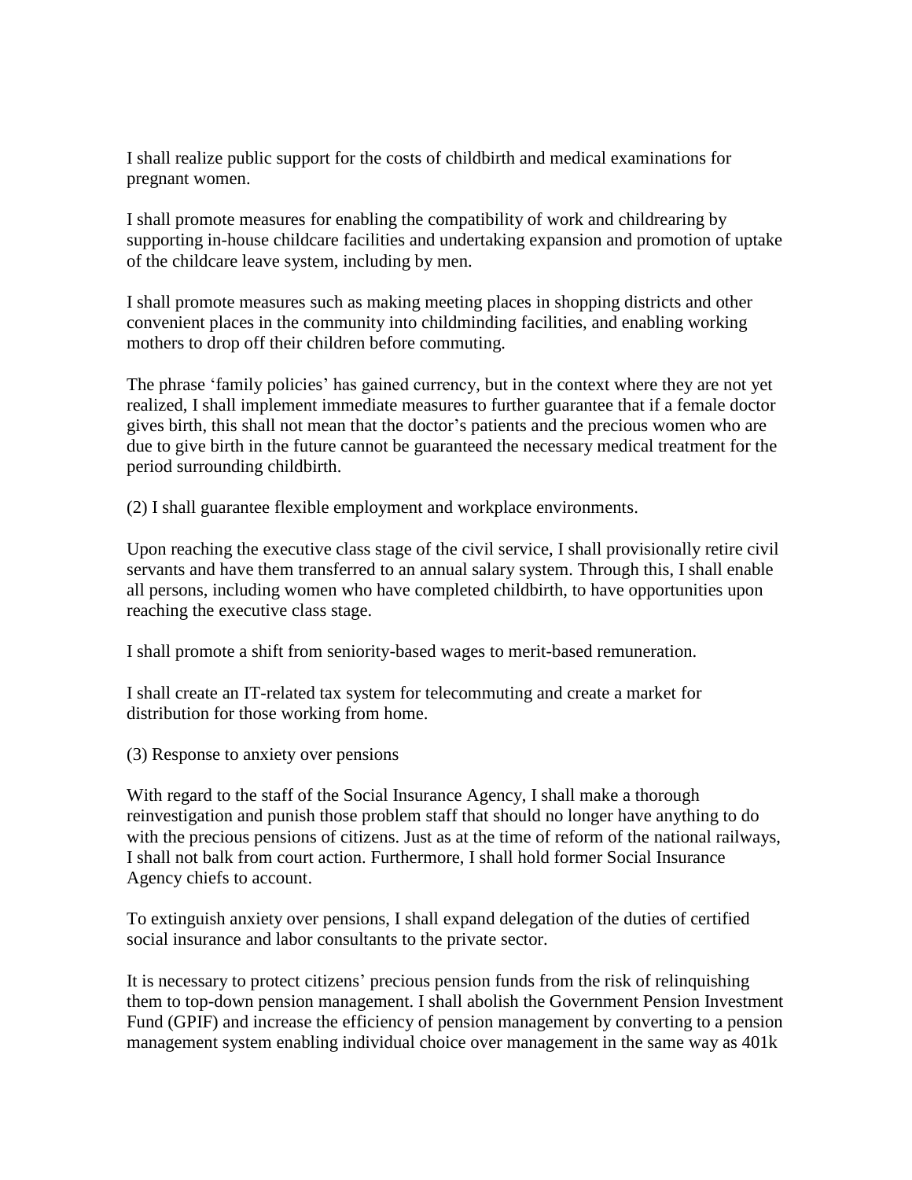I shall realize public support for the costs of childbirth and medical examinations for pregnant women.

I shall promote measures for enabling the compatibility of work and childrearing by supporting in-house childcare facilities and undertaking expansion and promotion of uptake of the childcare leave system, including by men.

I shall promote measures such as making meeting places in shopping districts and other convenient places in the community into childminding facilities, and enabling working mothers to drop off their children before commuting.

The phrase 'family policies' has gained currency, but in the context where they are not yet realized, I shall implement immediate measures to further guarantee that if a female doctor gives birth, this shall not mean that the doctor's patients and the precious women who are due to give birth in the future cannot be guaranteed the necessary medical treatment for the period surrounding childbirth.

(2) I shall guarantee flexible employment and workplace environments.

Upon reaching the executive class stage of the civil service, I shall provisionally retire civil servants and have them transferred to an annual salary system. Through this, I shall enable all persons, including women who have completed childbirth, to have opportunities upon reaching the executive class stage.

I shall promote a shift from seniority-based wages to merit-based remuneration.

I shall create an IT-related tax system for telecommuting and create a market for distribution for those working from home.

(3) Response to anxiety over pensions

With regard to the staff of the Social Insurance Agency, I shall make a thorough reinvestigation and punish those problem staff that should no longer have anything to do with the precious pensions of citizens. Just as at the time of reform of the national railways, I shall not balk from court action. Furthermore, I shall hold former Social Insurance Agency chiefs to account.

To extinguish anxiety over pensions, I shall expand delegation of the duties of certified social insurance and labor consultants to the private sector.

It is necessary to protect citizens' precious pension funds from the risk of relinquishing them to top-down pension management. I shall abolish the Government Pension Investment Fund (GPIF) and increase the efficiency of pension management by converting to a pension management system enabling individual choice over management in the same way as 401k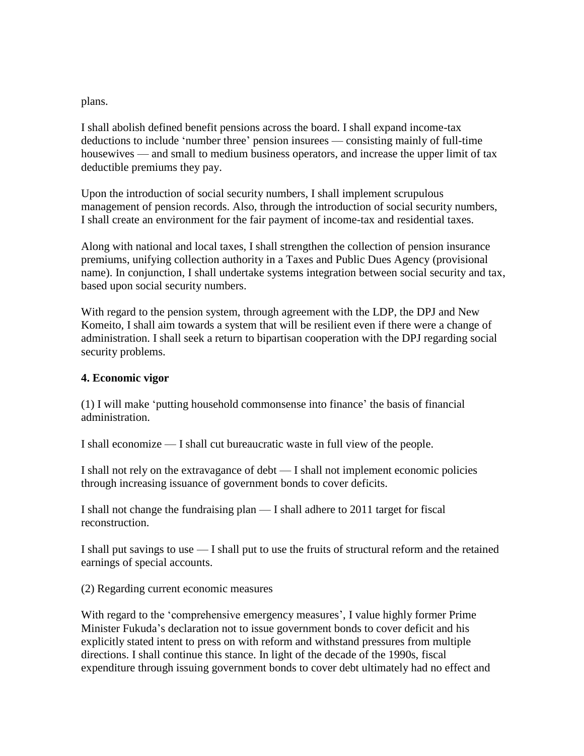plans.

I shall abolish defined benefit pensions across the board. I shall expand income-tax deductions to include 'number three' pension insurees — consisting mainly of full-time housewives — and small to medium business operators, and increase the upper limit of tax deductible premiums they pay.

Upon the introduction of social security numbers, I shall implement scrupulous management of pension records. Also, through the introduction of social security numbers, I shall create an environment for the fair payment of income-tax and residential taxes.

Along with national and local taxes, I shall strengthen the collection of pension insurance premiums, unifying collection authority in a Taxes and Public Dues Agency (provisional name). In conjunction, I shall undertake systems integration between social security and tax, based upon social security numbers.

With regard to the pension system, through agreement with the LDP, the DPJ and New Komeito, I shall aim towards a system that will be resilient even if there were a change of administration. I shall seek a return to bipartisan cooperation with the DPJ regarding social security problems.

**4. Economic vigor**

(1) I will make 'putting household commonsense into finance' the basis of financial administration.

I shall economize — I shall cut bureaucratic waste in full view of the people.

I shall not rely on the extravagance of debt — I shall not implement economic policies through increasing issuance of government bonds to cover deficits.

I shall not change the fundraising plan — I shall adhere to 2011 target for fiscal reconstruction.

I shall put savings to use — I shall put to use the fruits of structural reform and the retained earnings of special accounts.

(2) Regarding current economic measures

With regard to the 'comprehensive emergency measures', I value highly former Prime Minister Fukuda's declaration not to issue government bonds to cover deficit and his explicitly stated intent to press on with reform and withstand pressures from multiple directions. I shall continue this stance. In light of the decade of the 1990s, fiscal expenditure through issuing government bonds to cover debt ultimately had no effect and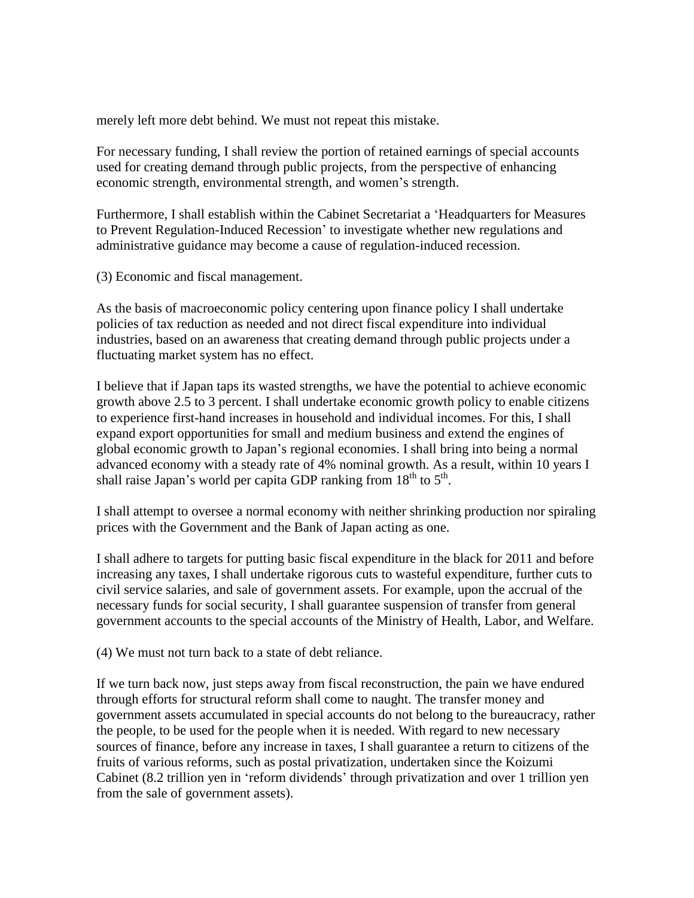merely left more debt behind. We must not repeat this mistake.

For necessary funding, I shall review the portion of retained earnings of special accounts used for creating demand through public projects, from the perspective of enhancing economic strength, environmental strength, and women's strength.

Furthermore, I shall establish within the Cabinet Secretariat a 'Headquarters for Measures to Prevent Regulation-Induced Recession' to investigate whether new regulations and administrative guidance may become a cause of regulation-induced recession.

(3) Economic and fiscal management.

As the basis of macroeconomic policy centering upon finance policy I shall undertake policies of tax reduction as needed and not direct fiscal expenditure into individual industries, based on an awareness that creating demand through public projects under a fluctuating market system has no effect.

I believe that if Japan taps its wasted strengths, we have the potential to achieve economic growth above 2.5 to 3 percent. I shall undertake economic growth policy to enable citizens to experience first-hand increases in household and individual incomes. For this, I shall expand export opportunities for small and medium business and extend the engines of global economic growth to Japan's regional economies. I shall bring into being a normal advanced economy with a steady rate of 4% nominal growth. As a result, within 10 years I shall raise Japan's world per capita GDP ranking from 18th to 5th.

I shall attempt to oversee a normal economy with neither shrinking production nor spiraling prices with the Government and the Bank of Japan acting as one.

I shall adhere to targets for putting basic fiscal expenditure in the black for 2011 and before increasing any taxes, I shall undertake rigorous cuts to wasteful expenditure, further cuts to civil service salaries, and sale of government assets. For example, upon the accrual of the necessary funds for social security, I shall guarantee suspension of transfer from general government accounts to the special accounts of the Ministry of Health, Labor, and Welfare.

(4) We must not turn back to a state of debt reliance.

If we turn back now, just steps away from fiscal reconstruction, the pain we have endured through efforts for structural reform shall come to naught. The transfer money and government assets accumulated in special accounts do not belong to the bureaucracy, rather the people, to be used for the people when it is needed. With regard to new necessary sources of finance, before any increase in taxes, I shall guarantee a return to citizens of the fruits of various reforms, such as postal privatization, undertaken since the Koizumi Cabinet (8.2 trillion yen in 'reform dividends' through privatization and over 1 trillion yen from the sale of government assets).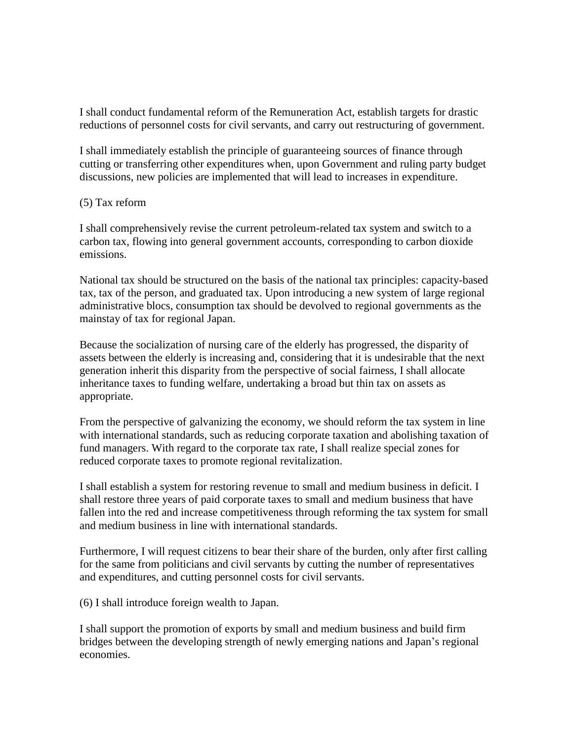I shall conduct fundamental reform of the Remuneration Act, establish targets for drastic reductions of personnel costs for civil servants, and carry out restructuring of government.

I shall immediately establish the principle of guaranteeing sources of finance through cutting or transferring other expenditures when, upon Government and ruling party budget discussions, new policies are implemented that will lead to increases in expenditure.

(5) Tax reform

I shall comprehensively revise the current petroleum-related tax system and switch to a carbon tax, flowing into general government accounts, corresponding to carbon dioxide emissions.

National tax should be structured on the basis of the national tax principles: capacity-based tax, tax of the person, and graduated tax. Upon introducing a new system of large regional administrative blocs, consumption tax should be devolved to regional governments as the mainstay of tax for regional Japan.

Because the socialization of nursing care of the elderly has progressed, the disparity of assets between the elderly is increasing and, considering that it is undesirable that the next generation inherit this disparity from the perspective of social fairness, I shall allocate inheritance taxes to funding welfare, undertaking a broad but thin tax on assets as appropriate.

From the perspective of galvanizing the economy, we should reform the tax system in line with international standards, such as reducing corporate taxation and abolishing taxation of fund managers. With regard to the corporate tax rate, I shall realize special zones for reduced corporate taxes to promote regional revitalization.

I shall establish a system for restoring revenue to small and medium business in deficit. I shall restore three years of paid corporate taxes to small and medium business that have fallen into the red and increase competitiveness through reforming the tax system for small and medium business in line with international standards.

Furthermore, I will request citizens to bear their share of the burden, only after first calling for the same from politicians and civil servants by cutting the number of representatives and expenditures, and cutting personnel costs for civil servants.

(6) I shall introduce foreign wealth to Japan.

I shall support the promotion of exports by small and medium business and build firm bridges between the developing strength of newly emerging nations and Japan's regional economies.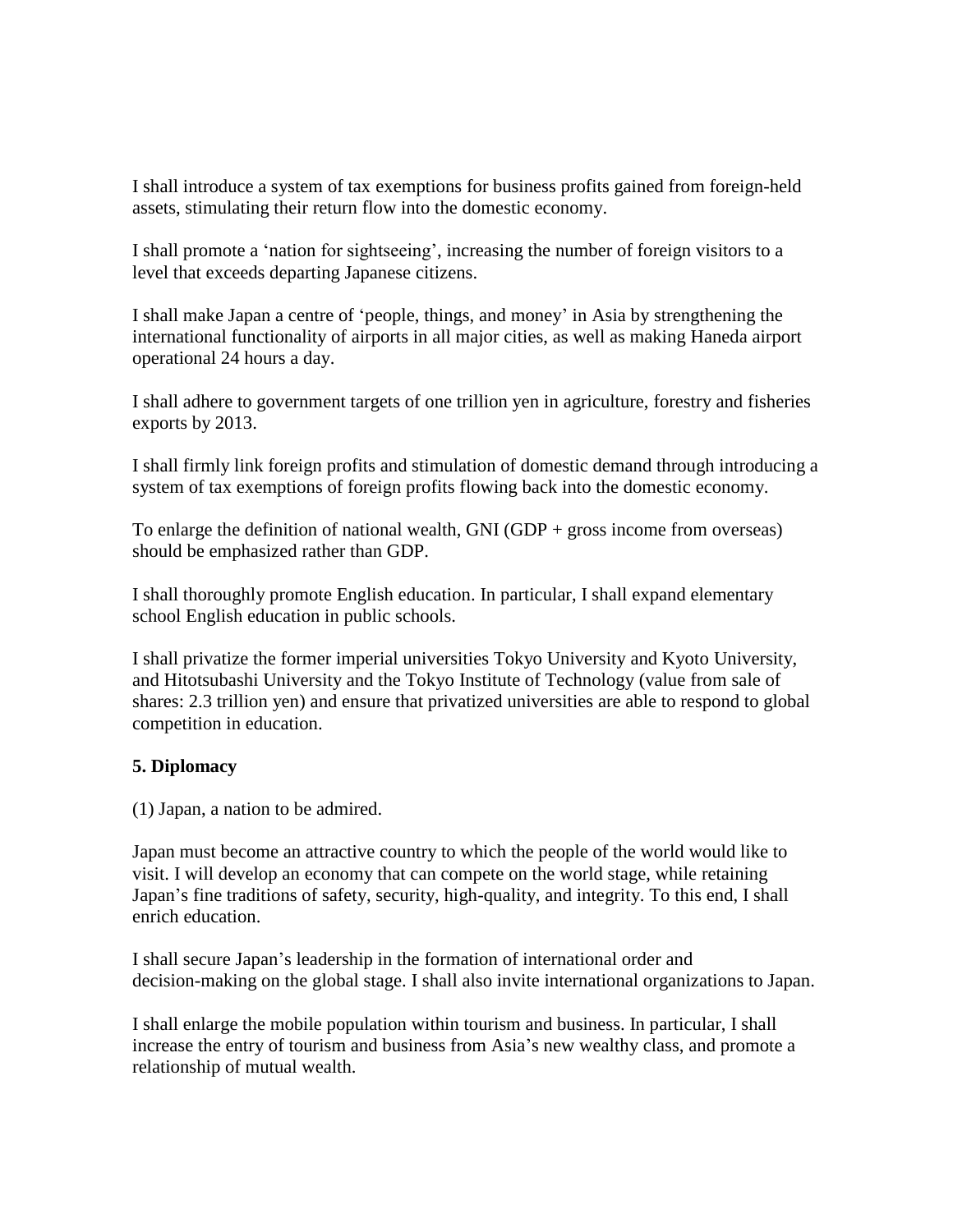I shall introduce a system of tax exemptions for business profits gained from foreign-held assets, stimulating their return flow into the domestic economy.

I shall promote a 'nation for sightseeing', increasing the number of foreign visitors to a level that exceeds departing Japanese citizens.

I shall make Japan a centre of 'people, things, and money' in Asia by strengthening the international functionality of airports in all major cities, as well as making Haneda airport operational 24 hours a day.

I shall adhere to government targets of one trillion yen in agriculture, forestry and fisheries exports by 2013.

I shall firmly link foreign profits and stimulation of domestic demand through introducing a system of tax exemptions of foreign profits flowing back into the domestic economy.

To enlarge the definition of national wealth, GNI (GDP + gross income from overseas) should be emphasized rather than GDP.

I shall thoroughly promote English education. In particular, I shall expand elementary school English education in public schools.

I shall privatize the former imperial universities Tokyo University and Kyoto University, and Hitotsubashi University and the Tokyo Institute of Technology (value from sale of shares: 2.3 trillion yen) and ensure that privatized universities are able to respond to global competition in education.

**5. Diplomacy**

(1) Japan, a nation to be admired.

Japan must become an attractive country to which the people of the world would like to visit. I will develop an economy that can compete on the world stage, while retaining Japan's fine traditions of safety, security, high-quality, and integrity. To this end, I shall enrich education.

I shall secure Japan's leadership in the formation of international order and decision-making on the global stage. I shall also invite international organizations to Japan.

I shall enlarge the mobile population within tourism and business. In particular, I shall increase the entry of tourism and business from Asia's new wealthy class, and promote a relationship of mutual wealth.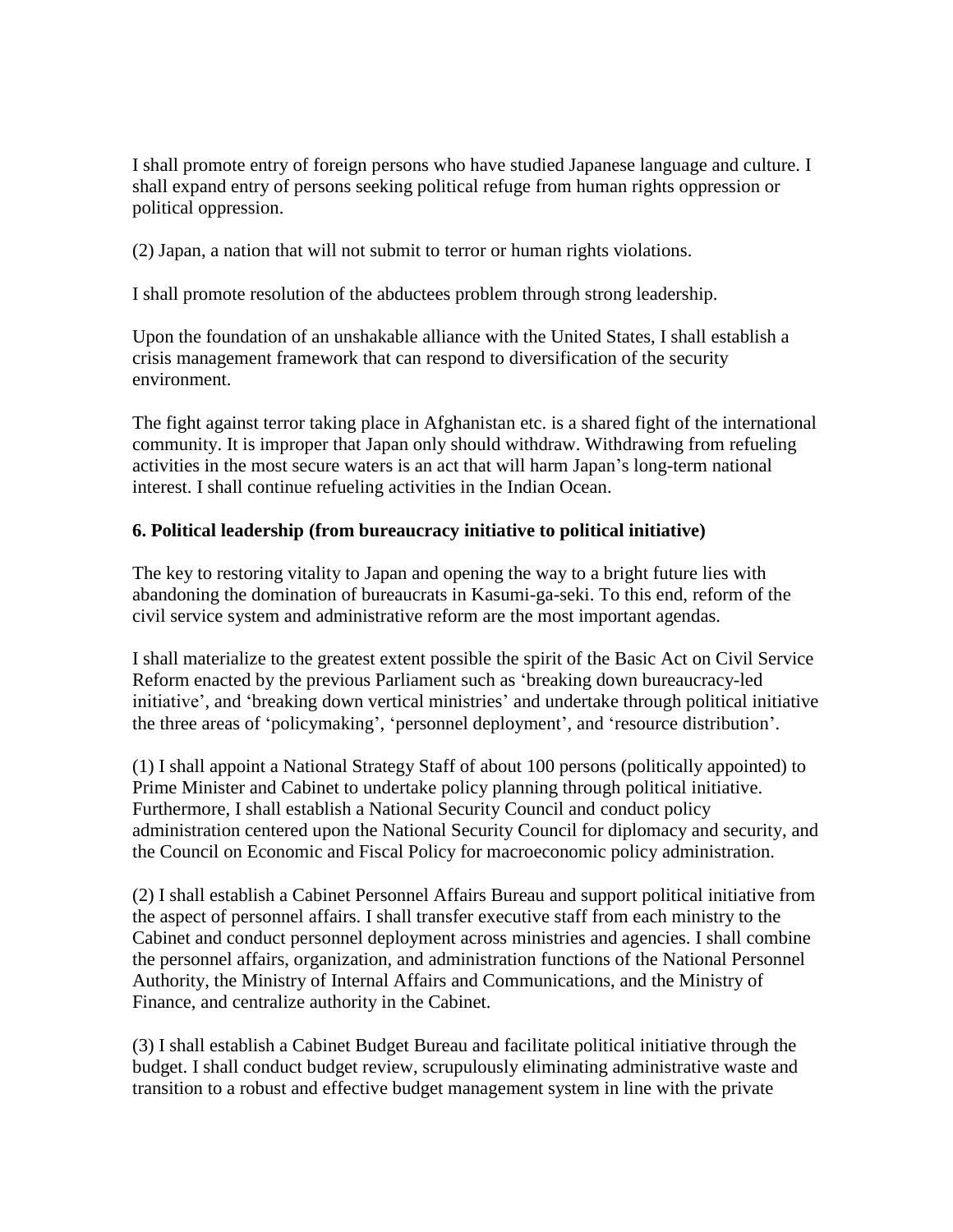I shall promote entry of foreign persons who have studied Japanese language and culture. I shall expand entry of persons seeking political refuge from human rights oppression or political oppression.

(2) Japan, a nation that will not submit to terror or human rights violations.

I shall promote resolution of the abductees problem through strong leadership.

Upon the foundation of an unshakable alliance with the United States, I shall establish a crisis management framework that can respond to diversification of the security environment.

The fight against terror taking place in Afghanistan etc. is a shared fight of the international community. It is improper that Japan only should withdraw. Withdrawing from refueling activities in the most secure waters is an act that will harm Japan's long-term national interest. I shall continue refueling activities in the Indian Ocean.

**6. Political leadership (from bureaucracy initiative to political initiative)**

The key to restoring vitality to Japan and opening the way to a bright future lies with abandoning the domination of bureaucrats in Kasumi-ga-seki. To this end, reform of the civil service system and administrative reform are the most important agendas.

I shall materialize to the greatest extent possible the spirit of the Basic Act on Civil Service Reform enacted by the previous Parliament such as 'breaking down bureaucracy-led initiative', and 'breaking down vertical ministries' and undertake through political initiative the three areas of 'policymaking', 'personnel deployment', and 'resource distribution'.

(1) I shall appoint a National Strategy Staff of about 100 persons (politically appointed) to Prime Minister and Cabinet to undertake policy planning through political initiative. Furthermore, I shall establish a National Security Council and conduct policy administration centered upon the National Security Council for diplomacy and security, and the Council on Economic and Fiscal Policy for macroeconomic policy administration.

(2) I shall establish a Cabinet Personnel Affairs Bureau and support political initiative from the aspect of personnel affairs. I shall transfer executive staff from each ministry to the Cabinet and conduct personnel deployment across ministries and agencies. I shall combine the personnel affairs, organization, and administration functions of the National Personnel Authority, the Ministry of Internal Affairs and Communications, and the Ministry of Finance, and centralize authority in the Cabinet.

(3) I shall establish a Cabinet Budget Bureau and facilitate political initiative through the budget. I shall conduct budget review, scrupulously eliminating administrative waste and transition to a robust and effective budget management system in line with the private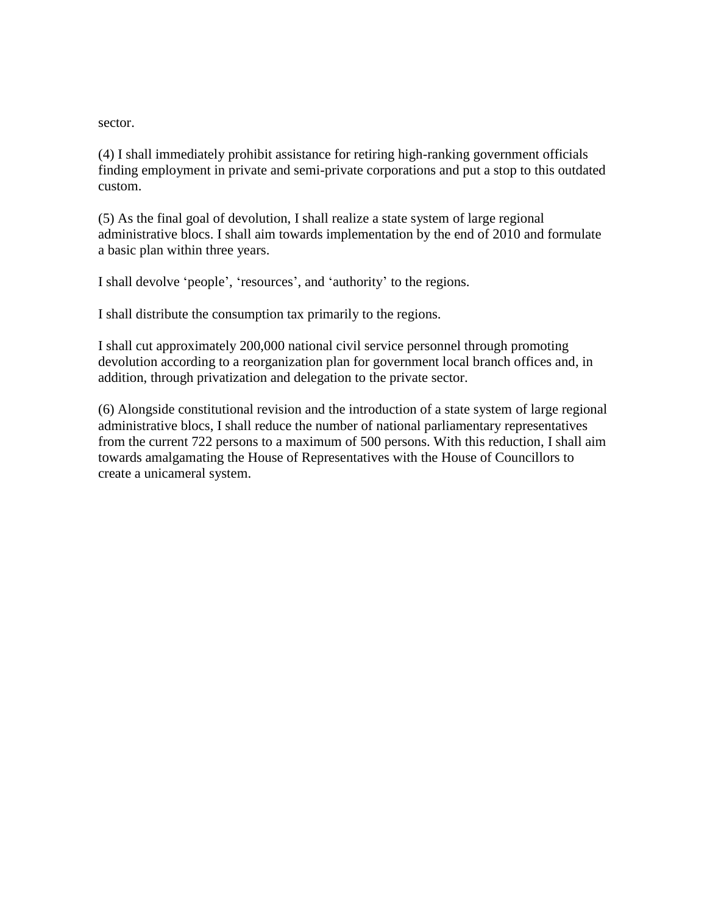sector.

(4) I shall immediately prohibit assistance for retiring high-ranking government officials finding employment in private and semi-private corporations and put a stop to this outdated custom.

(5) As the final goal of devolution, I shall realize a state system of large regional administrative blocs. I shall aim towards implementation by the end of 2010 and formulate a basic plan within three years.

I shall devolve ‘people’, ‘resources’, and ‘authority’ to the regions.

I shall distribute the consumption tax primarily to the regions.

I shall cut approximately 200,000 national civil service personnel through promoting devolution according to a reorganization plan for government local branch offices and, in addition, through privatization and delegation to the private sector.

(6) Alongside constitutional revision and the introduction of a state system of large regional administrative blocs, I shall reduce the number of national parliamentary representatives from the current 722 persons to a maximum of 500 persons. With this reduction, I shall aim towards amalgamating the House of Representatives with the House of Councillors to create a unicameral system.